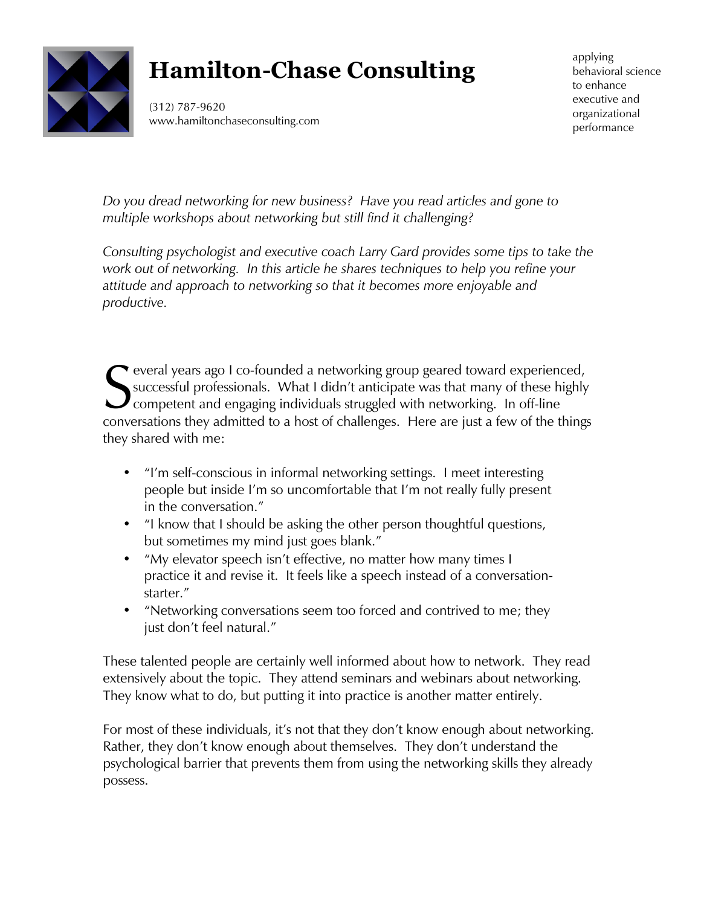# Hamilton-Chase Consulting

(312) 787-9620
www.hamiltonchaseconsulting.com

applying behavioral science to enhance executive and organizational performance

*Do you dread networking for new business? Have you read articles and gone to multiple workshops about networking but still find it challenging?*

*Consulting psychologist and executive coach Larry Gard provides some tips to take the work out of networking. In this article he shares techniques to help you refine your attitude and approach to networking so that it becomes more enjoyable and productive.*

Several years ago I co-founded a networking group geared toward experienced, successful professionals. What I didn't anticipate was that many of these highly competent and engaging individuals struggled with networking. In off-line conversations they admitted to a host of challenges. Here are just a few of the things they shared with me:

- "I'm self-conscious in informal networking settings. I meet interesting people but inside I'm so uncomfortable that I'm not really fully present in the conversation."
- "I know that I should be asking the other person thoughtful questions, but sometimes my mind just goes blank."
- "My elevator speech isn't effective, no matter how many times I practice it and revise it. It feels like a speech instead of a conversation-starter."
- "Networking conversations seem too forced and contrived to me; they just don't feel natural."

These talented people are certainly well informed about how to network. They read extensively about the topic. They attend seminars and webinars about networking. They know what to do, but putting it into practice is another matter entirely.

For most of these individuals, it's not that they don't know enough about networking. Rather, they don't know enough about themselves. They don't understand the psychological barrier that prevents them from using the networking skills they already possess.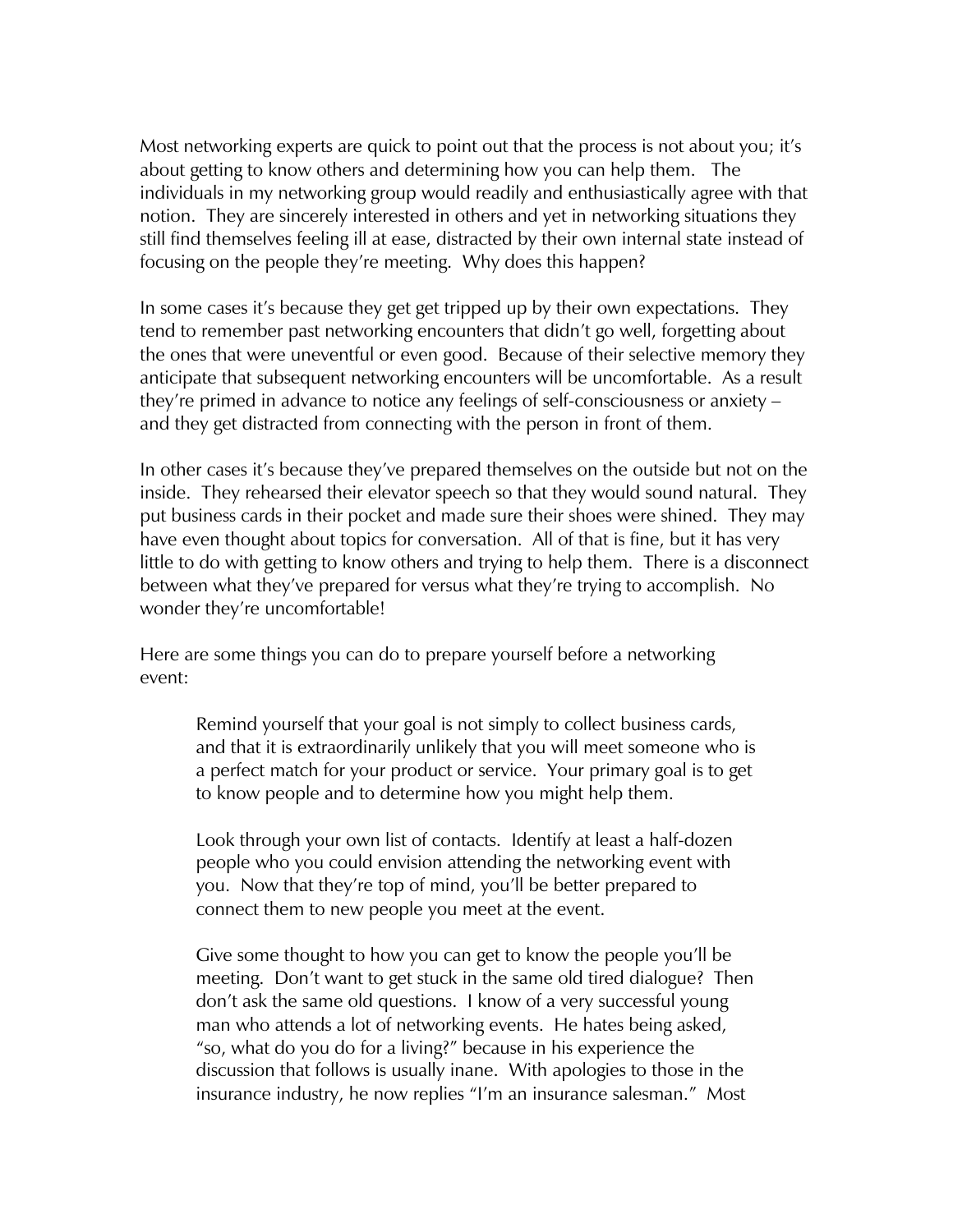Most networking experts are quick to point out that the process is not about you; it's about getting to know others and determining how you can help them. The individuals in my networking group would readily and enthusiastically agree with that notion. They are sincerely interested in others and yet in networking situations they still find themselves feeling ill at ease, distracted by their own internal state instead of focusing on the people they're meeting. Why does this happen?

In some cases it's because they get get tripped up by their own expectations. They tend to remember past networking encounters that didn't go well, forgetting about the ones that were uneventful or even good. Because of their selective memory they anticipate that subsequent networking encounters will be uncomfortable. As a result they're primed in advance to notice any feelings of self-consciousness or anxiety – and they get distracted from connecting with the person in front of them.

In other cases it's because they've prepared themselves on the outside but not on the inside. They rehearsed their elevator speech so that they would sound natural. They put business cards in their pocket and made sure their shoes were shined. They may have even thought about topics for conversation. All of that is fine, but it has very little to do with getting to know others and trying to help them. There is a disconnect between what they've prepared for versus what they're trying to accomplish. No wonder they're uncomfortable!

Here are some things you can do to prepare yourself before a networking event:

> Remind yourself that your goal is not simply to collect business cards, and that it is extraordinarily unlikely that you will meet someone who is a perfect match for your product or service. Your primary goal is to get to know people and to determine how you might help them.
>
> Look through your own list of contacts. Identify at least a half-dozen people who you could envision attending the networking event with you. Now that they're top of mind, you'll be better prepared to connect them to new people you meet at the event.
>
> Give some thought to how you can get to know the people you'll be meeting. Don't want to get stuck in the same old tired dialogue? Then don't ask the same old questions. I know of a very successful young man who attends a lot of networking events. He hates being asked, "so, what do you do for a living?" because in his experience the discussion that follows is usually inane. With apologies to those in the insurance industry, he now replies "I'm an insurance salesman." Most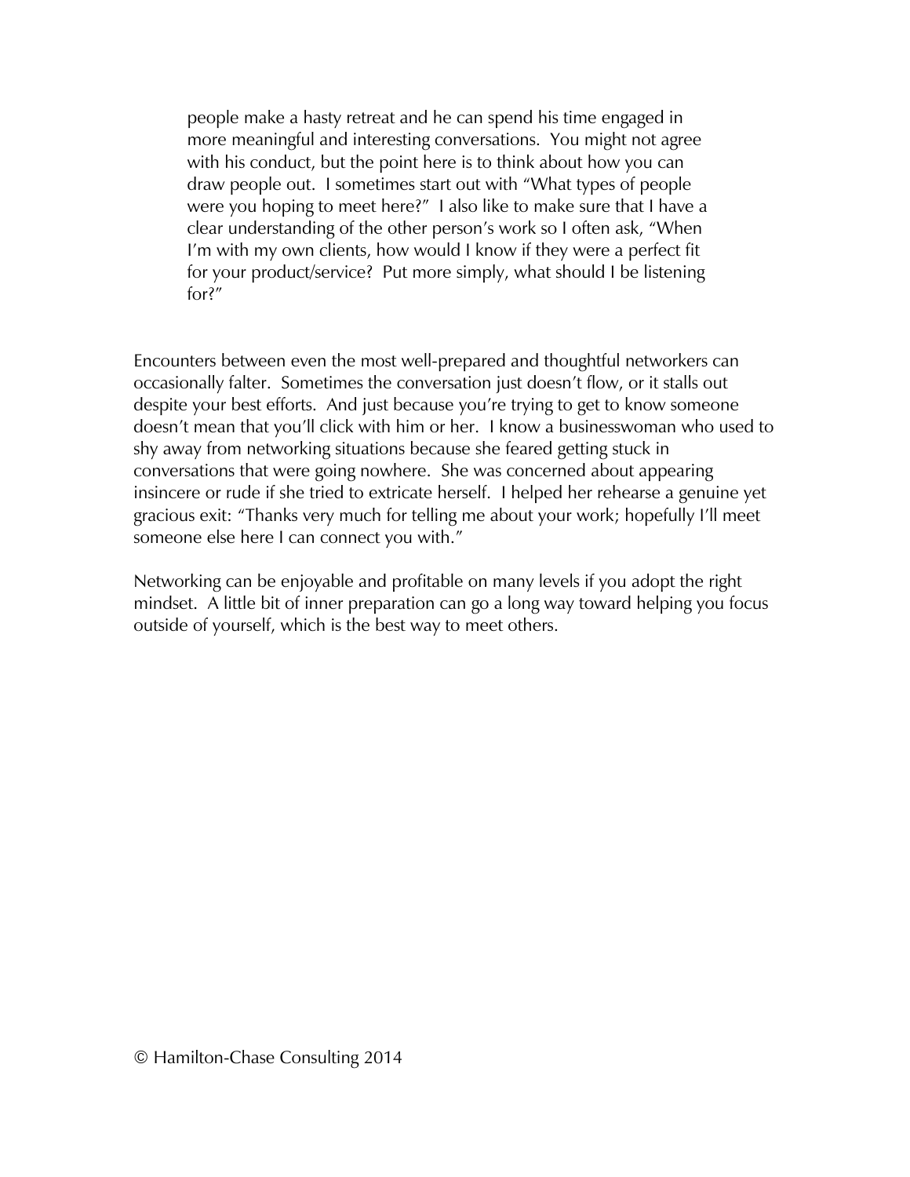> people make a hasty retreat and he can spend his time engaged in more meaningful and interesting conversations. You might not agree with his conduct, but the point here is to think about how you can draw people out. I sometimes start out with "What types of people were you hoping to meet here?" I also like to make sure that I have a clear understanding of the other person's work so I often ask, "When I'm with my own clients, how would I know if they were a perfect fit for your product/service? Put more simply, what should I be listening for?"

Encounters between even the most well-prepared and thoughtful networkers can occasionally falter. Sometimes the conversation just doesn't flow, or it stalls out despite your best efforts. And just because you're trying to get to know someone doesn't mean that you'll click with him or her. I know a businesswoman who used to shy away from networking situations because she feared getting stuck in conversations that were going nowhere. She was concerned about appearing insincere or rude if she tried to extricate herself. I helped her rehearse a genuine yet gracious exit: "Thanks very much for telling me about your work; hopefully I'll meet someone else here I can connect you with."

Networking can be enjoyable and profitable on many levels if you adopt the right mindset. A little bit of inner preparation can go a long way toward helping you focus outside of yourself, which is the best way to meet others.

© Hamilton-Chase Consulting 2014